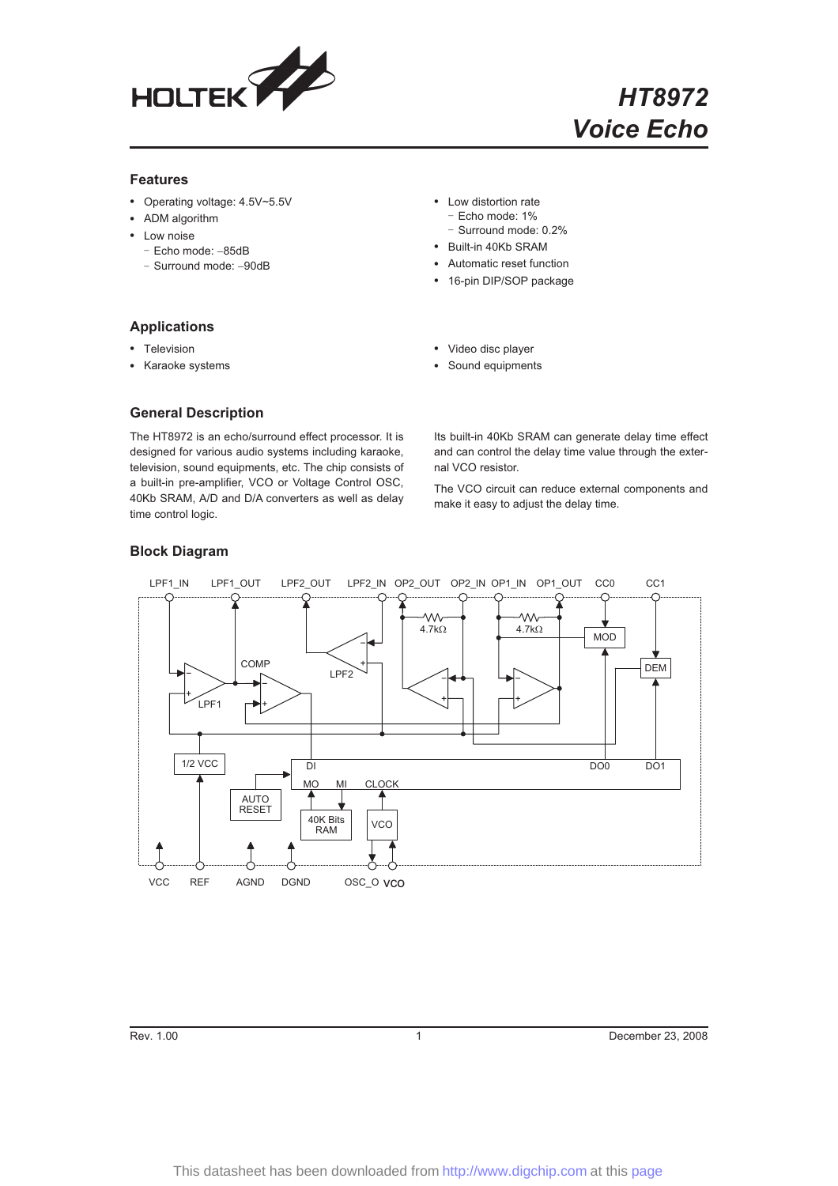# HT8972
# Voice Echo

## Features

- Operating voltage: 4.5V~5.5V
- ADM algorithm
- Low noise
  - Echo mode: –85dB
  - Surround mode: –90dB
- Low distortion rate
  - Echo mode: 1%
  - Surround mode: 0.2%
- Built-in 40Kb SRAM
- Automatic reset function
- 16-pin DIP/SOP package

## Applications

- Television
- Karaoke systems
- Video disc player
- Sound equipments

## General Description

The HT8972 is an echo/surround effect processor. It is designed for various audio systems including karaoke, television, sound equipments, etc. The chip consists of a built-in pre-amplifier, VCO or Voltage Control OSC, 40Kb SRAM, A/D and D/A converters as well as delay time control logic.

Its built-in 40Kb SRAM can generate delay time effect and can control the delay time value through the external VCO resistor.

The VCO circuit can reduce external components and make it easy to adjust the delay time.

## Block Diagram

LPF1_IN, LPF1_OUT, LPF2_OUT, LPF2_IN, OP2_OUT, OP2_IN, OP1_IN, OP1_OUT, CC0, CC1, COMP, LPF1, LPF2, 4.7kΩ, 4.7kΩ, MOD, DEM, 1/2 VCC, DI, DO0, DO1, MO, MI, CLOCK, AUTO RESET, 40K Bits RAM, VCO, VCC, REF, AGND, DGND, OSC_O, VCO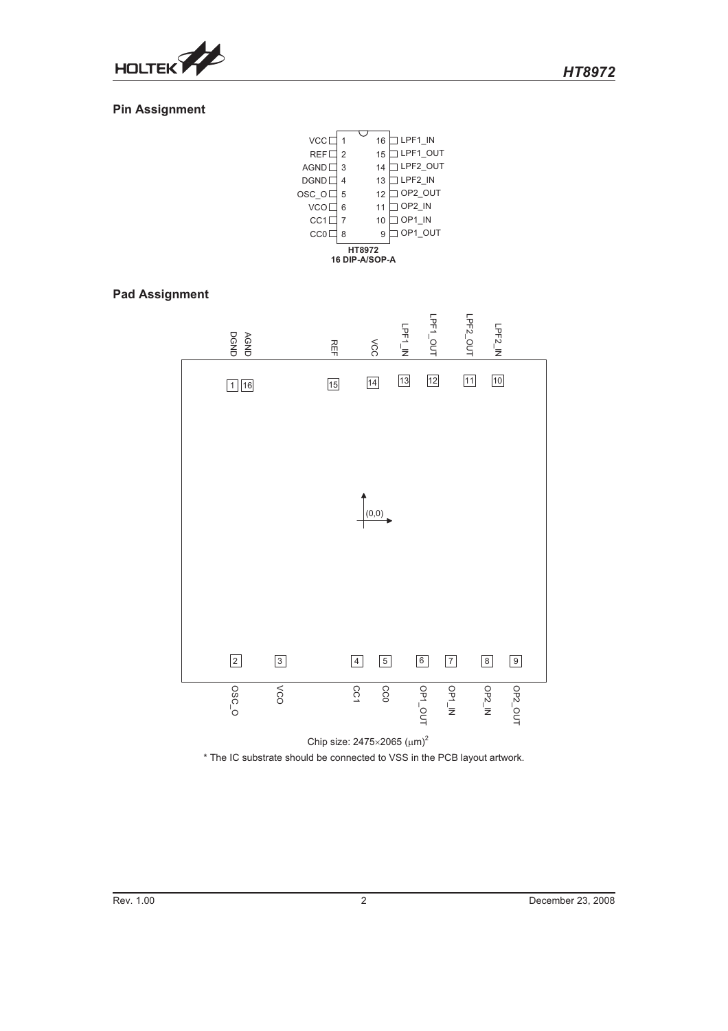## Pin Assignment

| Pin | Name | Pin | Name |
|---|---|---|---|
| 1 | VCC | 16 | LPF1_IN |
| 2 | REF | 15 | LPF1_OUT |
| 3 | AGND | 14 | LPF2_OUT |
| 4 | DGND | 13 | LPF2_IN |
| 5 | OSC_O | 12 | OP2_OUT |
| 6 | VCO | 11 | OP2_IN |
| 7 | CC1 | 10 | OP1_IN |
| 8 | CC0 | 9 | OP1_OUT |

**HT8972**
**16 DIP-A/SOP-A**

## Pad Assignment

| Pad | Name |
|---|---|
| 1 | DGND |
| 2 | OSC_O |
| 3 | VCO |
| 4 | CC1 |
| 5 | CC0 |
| 6 | OP1_OUT |
| 7 | OP1_IN |
| 8 | OP2_IN |
| 9 | OP2_OUT |
| 10 | LPF2_IN |
| 11 | LPF2_OUT |
| 12 | LPF1_OUT |
| 13 | LPF1_IN |
| 14 | VCC |
| 15 | REF |
| 16 | AGND |

(0,0)

Chip size: 2475×2065 ($\mu$m)$^2$

* The IC substrate should be connected to VSS in the PCB layout artwork.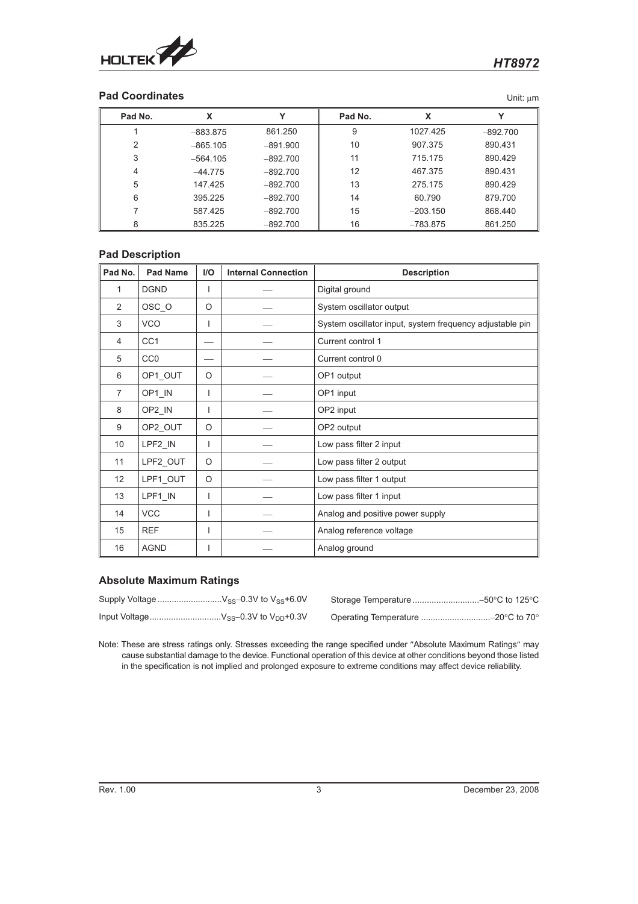## Pad Coordinates

Unit: μm

| Pad No. | X | Y | Pad No. | X | Y |
|---|---|---|---|---|---|
| 1 | −883.875 | 861.250 | 9 | 1027.425 | −892.700 |
| 2 | −865.105 | −891.900 | 10 | 907.375 | 890.431 |
| 3 | −564.105 | −892.700 | 11 | 715.175 | 890.429 |
| 4 | −44.775 | −892.700 | 12 | 467.375 | 890.431 |
| 5 | 147.425 | −892.700 | 13 | 275.175 | 890.429 |
| 6 | 395.225 | −892.700 | 14 | 60.790 | 879.700 |
| 7 | 587.425 | −892.700 | 15 | −203.150 | 868.440 |
| 8 | 835.225 | −892.700 | 16 | −783.875 | 861.250 |

## Pad Description

| Pad No. | Pad Name | I/O | Internal Connection | Description |
|---|---|---|---|---|
| 1 | DGND | I | — | Digital ground |
| 2 | OSC_O | O | — | System oscillator output |
| 3 | VCO | I | — | System oscillator input, system frequency adjustable pin |
| 4 | CC1 | — | — | Current control 1 |
| 5 | CC0 | — | — | Current control 0 |
| 6 | OP1_OUT | O | — | OP1 output |
| 7 | OP1_IN | I | — | OP1 input |
| 8 | OP2_IN | I | — | OP2 input |
| 9 | OP2_OUT | O | — | OP2 output |
| 10 | LPF2_IN | I | — | Low pass filter 2 input |
| 11 | LPF2_OUT | O | — | Low pass filter 2 output |
| 12 | LPF1_OUT | O | — | Low pass filter 1 output |
| 13 | LPF1_IN | I | — | Low pass filter 1 input |
| 14 | VCC | I | — | Analog and positive power supply |
| 15 | REF | I | — | Analog reference voltage |
| 16 | AGND | I | — | Analog ground |

## Absolute Maximum Ratings

Supply Voltage ..........................$V_{SS}$−0.3V to $V_{SS}$+6.0V

Input Voltage.............................$V_{SS}$−0.3V to $V_{DD}$+0.3V

Storage Temperature ............................−50°C to 125°C

Operating Temperature .............................−20°C to 70°

Note: These are stress ratings only. Stresses exceeding the range specified under "Absolute Maximum Ratings" may cause substantial damage to the device. Functional operation of this device at other conditions beyond those listed in the specification is not implied and prolonged exposure to extreme conditions may affect device reliability.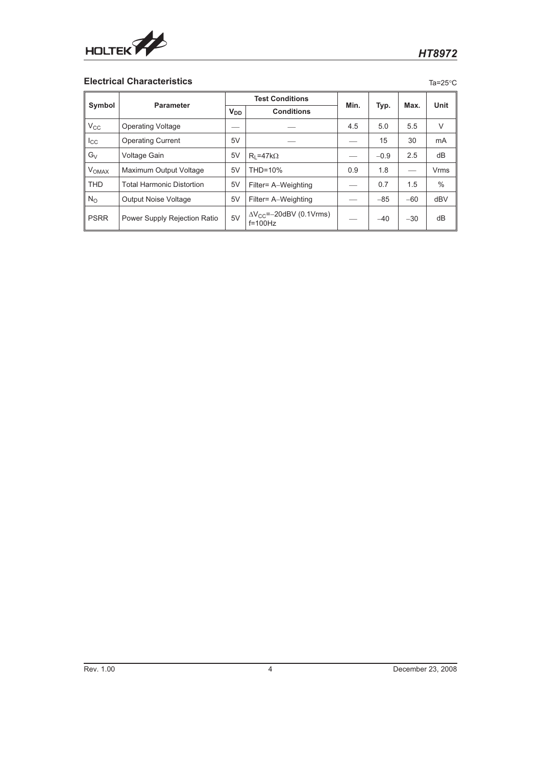## Electrical Characteristics

Ta=25°C

| Symbol | Parameter | Test Conditions | | Min. | Typ. | Max. | Unit |
|---|---|---|---|---|---|---|---|
| | | $V_{DD}$ | Conditions | | | | |
| $V_{CC}$ | Operating Voltage | — | — | 4.5 | 5.0 | 5.5 | V |
| $I_{CC}$ | Operating Current | 5V | — | — | 15 | 30 | mA |
| $G_V$ | Voltage Gain | 5V | $R_L$=47kΩ | — | −0.9 | 2.5 | dB |
| $V_{OMAX}$ | Maximum Output Voltage | 5V | THD=10% | 0.9 | 1.8 | — | Vrms |
| THD | Total Harmonic Distortion | 5V | Filter= A−Weighting | — | 0.7 | 1.5 | % |
| $N_O$ | Output Noise Voltage | 5V | Filter= A−Weighting | — | −85 | −60 | dBV |
| PSRR | Power Supply Rejection Ratio | 5V | $\Delta V_{CC}$=−20dBV (0.1Vrms) f=100Hz | — | −40 | −30 | dB |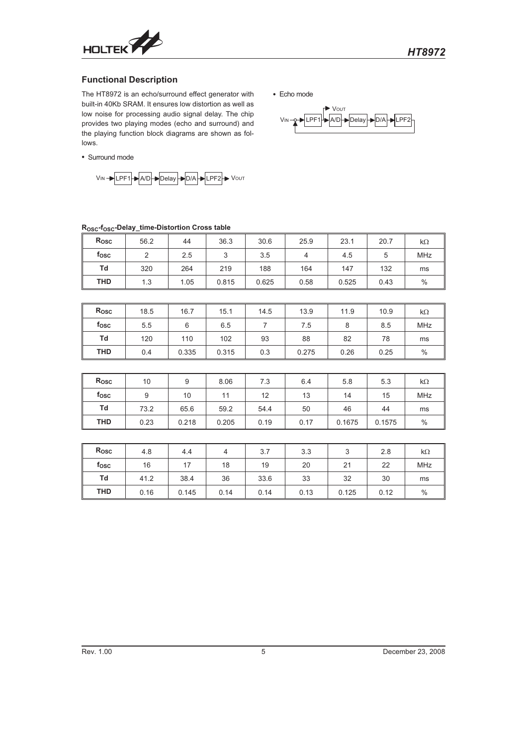## Functional Description

The HT8972 is an echo/surround effect generator with built-in 40Kb SRAM. It ensures low distortion as well as low noise for processing audio signal delay. The chip provides two playing modes (echo and surround) and the playing function block diagrams are shown as follows.

- Surround mode

$V_{IN}$ → LPF1 → A/D → Delay → D/A → LPF2 → $V_{OUT}$

- Echo mode

$V_{IN}$ → (+) → LPF1 → A/D → Delay → D/A → LPF2 (LPF2 output fed back to the (+) summing node; $V_{OUT}$ taken at LPF1 output)

### $R_{OSC}$-$f_{OSC}$-Delay_time-Distortion Cross table

| $R_{OSC}$ | 56.2 | 44 | 36.3 | 30.6 | 25.9 | 23.1 | 20.7 | kΩ |
|---|---|---|---|---|---|---|---|---|
| $f_{OSC}$ | 2 | 2.5 | 3 | 3.5 | 4 | 4.5 | 5 | MHz |
| Td | 320 | 264 | 219 | 188 | 164 | 147 | 132 | ms |
| THD | 1.3 | 1.05 | 0.815 | 0.625 | 0.58 | 0.525 | 0.43 | % |

| $R_{OSC}$ | 18.5 | 16.7 | 15.1 | 14.5 | 13.9 | 11.9 | 10.9 | kΩ |
|---|---|---|---|---|---|---|---|---|
| $f_{OSC}$ | 5.5 | 6 | 6.5 | 7 | 7.5 | 8 | 8.5 | MHz |
| Td | 120 | 110 | 102 | 93 | 88 | 82 | 78 | ms |
| THD | 0.4 | 0.335 | 0.315 | 0.3 | 0.275 | 0.26 | 0.25 | % |

| $R_{OSC}$ | 10 | 9 | 8.06 | 7.3 | 6.4 | 5.8 | 5.3 | kΩ |
|---|---|---|---|---|---|---|---|---|
| $f_{OSC}$ | 9 | 10 | 11 | 12 | 13 | 14 | 15 | MHz |
| Td | 73.2 | 65.6 | 59.2 | 54.4 | 50 | 46 | 44 | ms |
| THD | 0.23 | 0.218 | 0.205 | 0.19 | 0.17 | 0.1675 | 0.1575 | % |

| $R_{OSC}$ | 4.8 | 4.4 | 4 | 3.7 | 3.3 | 3 | 2.8 | kΩ |
|---|---|---|---|---|---|---|---|---|
| $f_{OSC}$ | 16 | 17 | 18 | 19 | 20 | 21 | 22 | MHz |
| Td | 41.2 | 38.4 | 36 | 33.6 | 33 | 32 | 30 | ms |
| THD | 0.16 | 0.145 | 0.14 | 0.14 | 0.13 | 0.125 | 0.12 | % |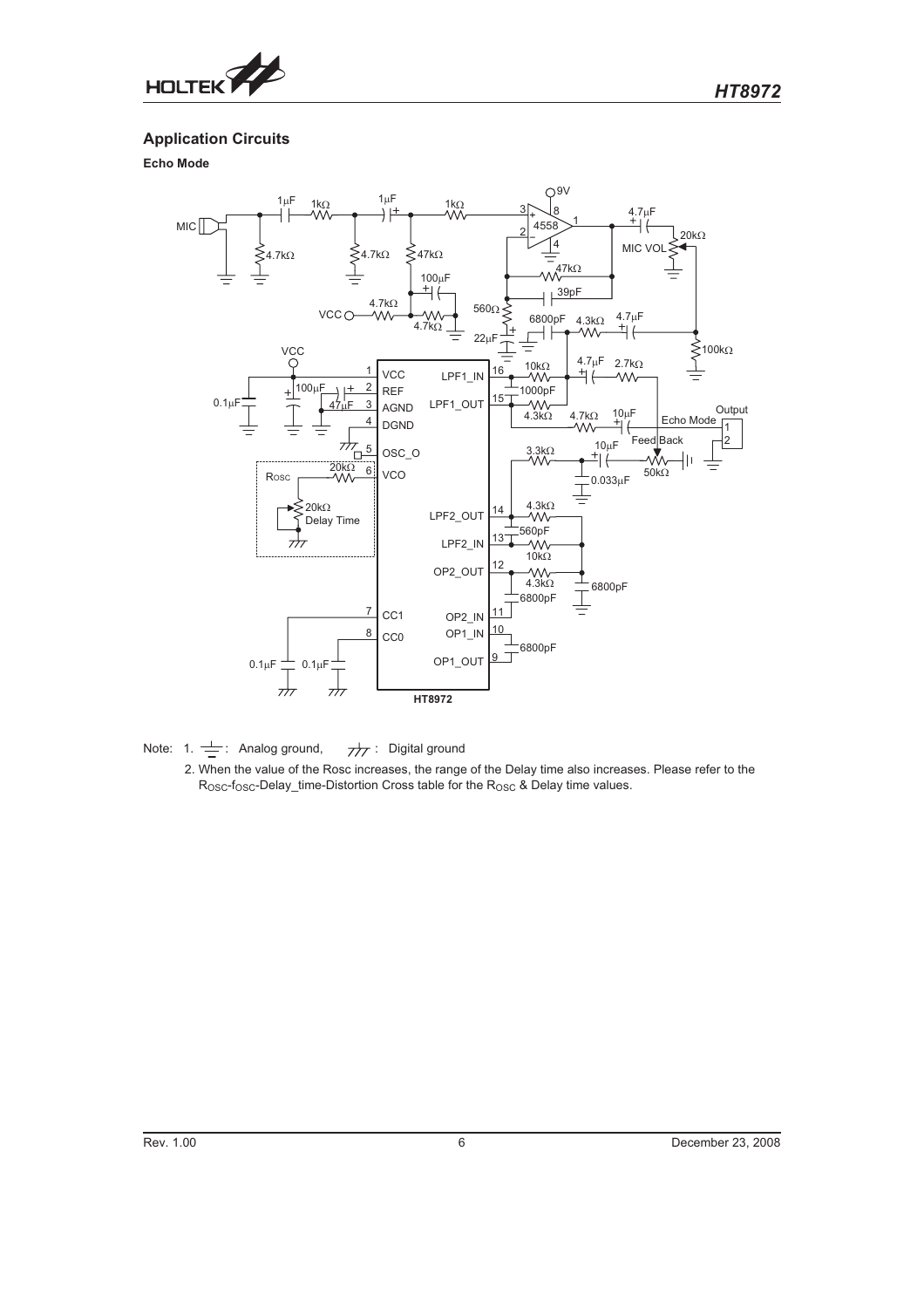## Application Circuits

### Echo Mode

Note: 1. ⏚ : Analog ground, ⏚ : Digital ground

2. When the value of the Rosc increases, the range of the Delay time also increases. Please refer to the $R_{OSC}$-$f_{OSC}$-Delay_time-Distortion Cross table for the $R_{OSC}$ & Delay time values.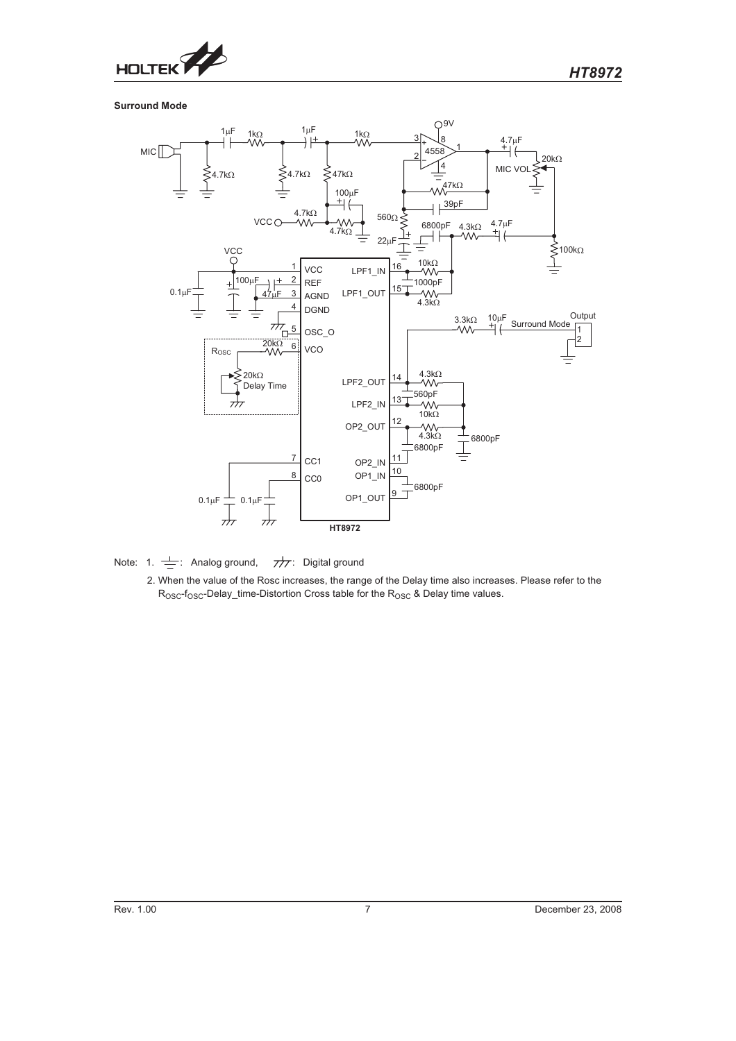**Surround Mode**

Note: 1. ⏚: Analog ground, ⏚: Digital ground

2. When the value of the Rosc increases, the range of the Delay time also increases. Please refer to the $R_{OSC}$-$f_{OSC}$-Delay_time-Distortion Cross table for the $R_{OSC}$ & Delay time values.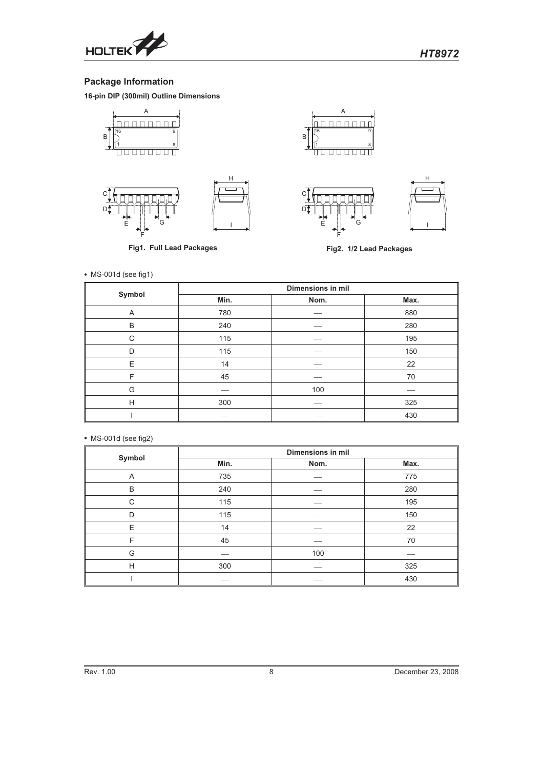## Package Information

**16-pin DIP (300mil) Outline Dimensions**

**Fig1. Full Lead Packages**

**Fig2. 1/2 Lead Packages**

- MS-001d (see fig1)

| Symbol | Dimensions in mil | | |
|---|---|---|---|
| | Min. | Nom. | Max. |
| A | 780 | — | 880 |
| B | 240 | — | 280 |
| C | 115 | — | 195 |
| D | 115 | — | 150 |
| E | 14 | — | 22 |
| F | 45 | — | 70 |
| G | — | 100 | — |
| H | 300 | — | 325 |
| I | — | — | 430 |

- MS-001d (see fig2)

| Symbol | Dimensions in mil | | |
|---|---|---|---|
| | Min. | Nom. | Max. |
| A | 735 | — | 775 |
| B | 240 | — | 280 |
| C | 115 | — | 195 |
| D | 115 | — | 150 |
| E | 14 | — | 22 |
| F | 45 | — | 70 |
| G | — | 100 | — |
| H | 300 | — | 325 |
| I | — | — | 430 |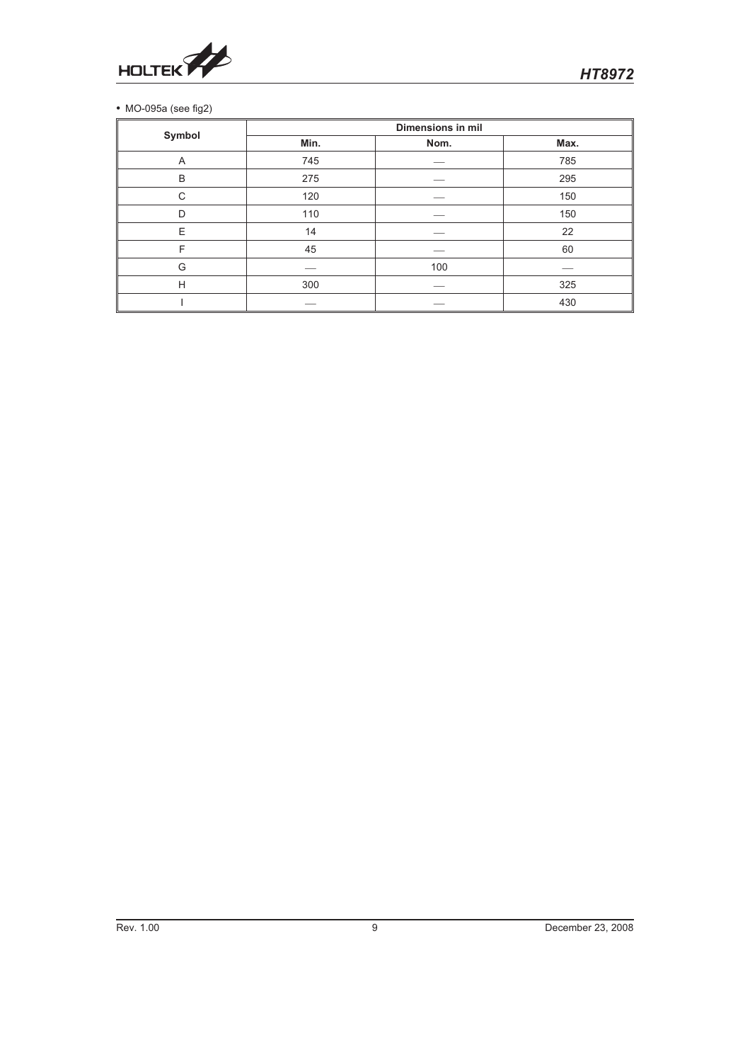• MO-095a (see fig2)

| Symbol | Dimensions in mil | | |
|---|---|---|---|
| | Min. | Nom. | Max. |
| A | 745 | — | 785 |
| B | 275 | — | 295 |
| C | 120 | — | 150 |
| D | 110 | — | 150 |
| E | 14 | — | 22 |
| F | 45 | — | 60 |
| G | — | 100 | — |
| H | 300 | — | 325 |
| I | — | — | 430 |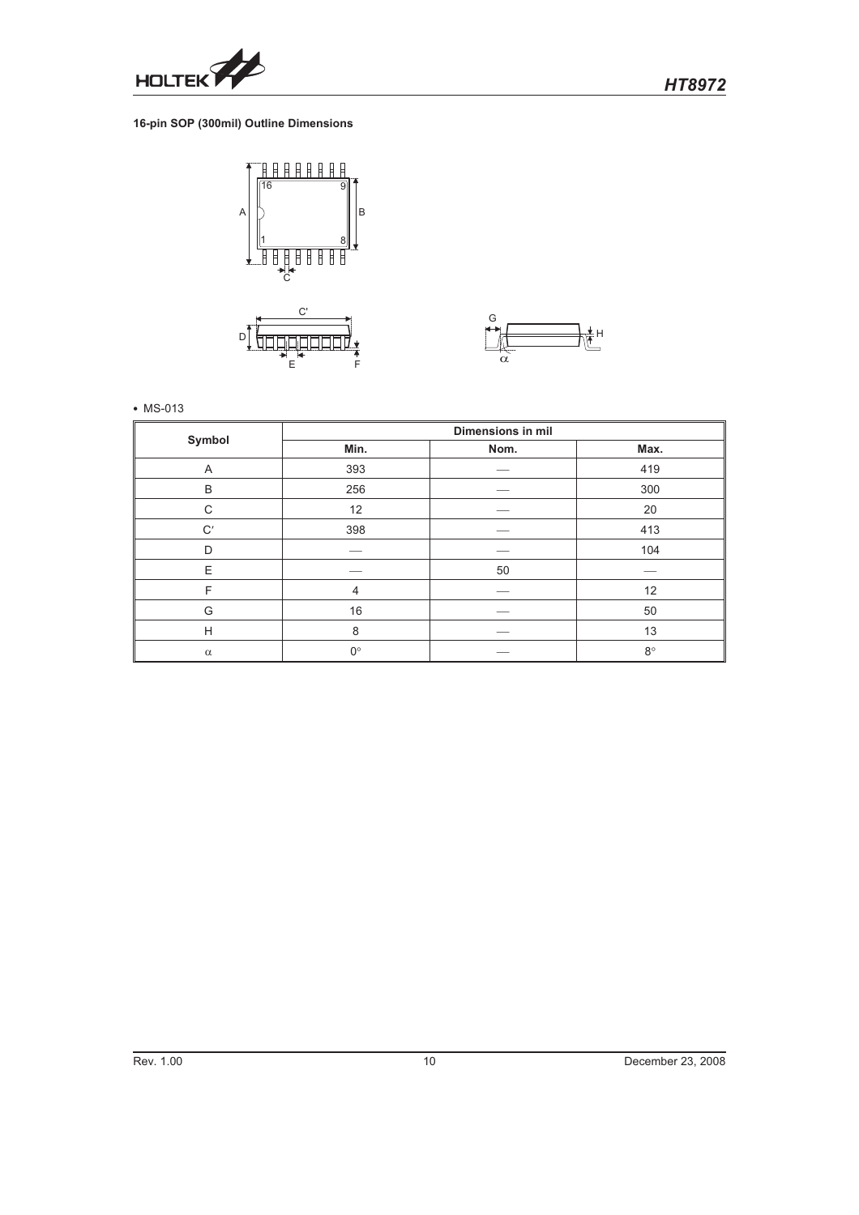### 16-pin SOP (300mil) Outline Dimensions

- MS-013

| Symbol | Dimensions in mil | | |
|---|---|---|---|
| | Min. | Nom. | Max. |
| A | 393 | — | 419 |
| B | 256 | — | 300 |
| C | 12 | — | 20 |
| C′ | 398 | — | 413 |
| D | — | — | 104 |
| E | — | 50 | — |
| F | 4 | — | 12 |
| G | 16 | — | 50 |
| H | 8 | — | 13 |
| $\alpha$ | 0° | — | 8° |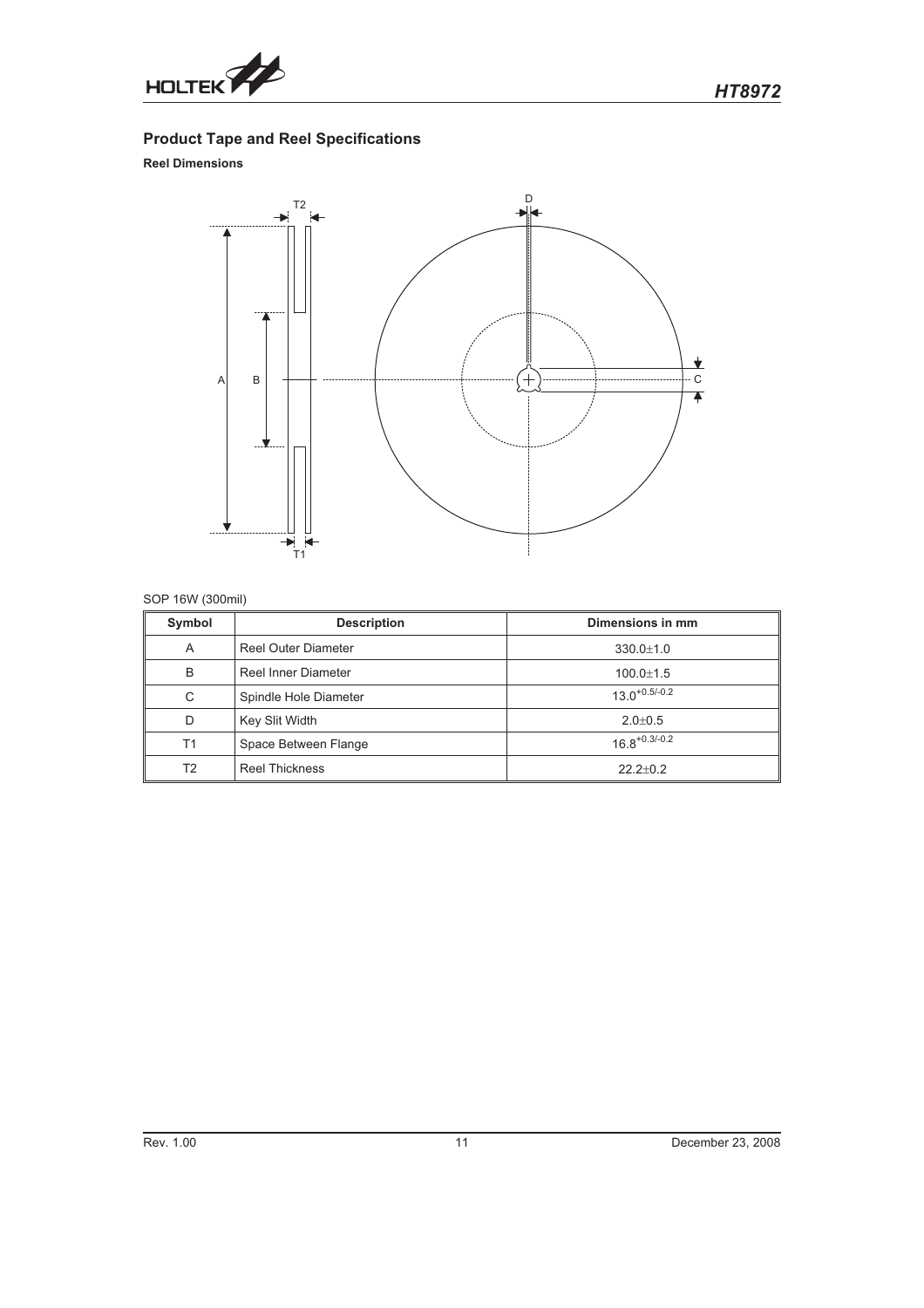## Product Tape and Reel Specifications

### Reel Dimensions

SOP 16W (300mil)

| Symbol | Description | Dimensions in mm |
|---|---|---|
| A | Reel Outer Diameter | 330.0±1.0 |
| B | Reel Inner Diameter | 100.0±1.5 |
| C | Spindle Hole Diameter | $13.0^{+0.5/-0.2}$ |
| D | Key Slit Width | 2.0±0.5 |
| T1 | Space Between Flange | $16.8^{+0.3/-0.2}$ |
| T2 | Reel Thickness | 22.2±0.2 |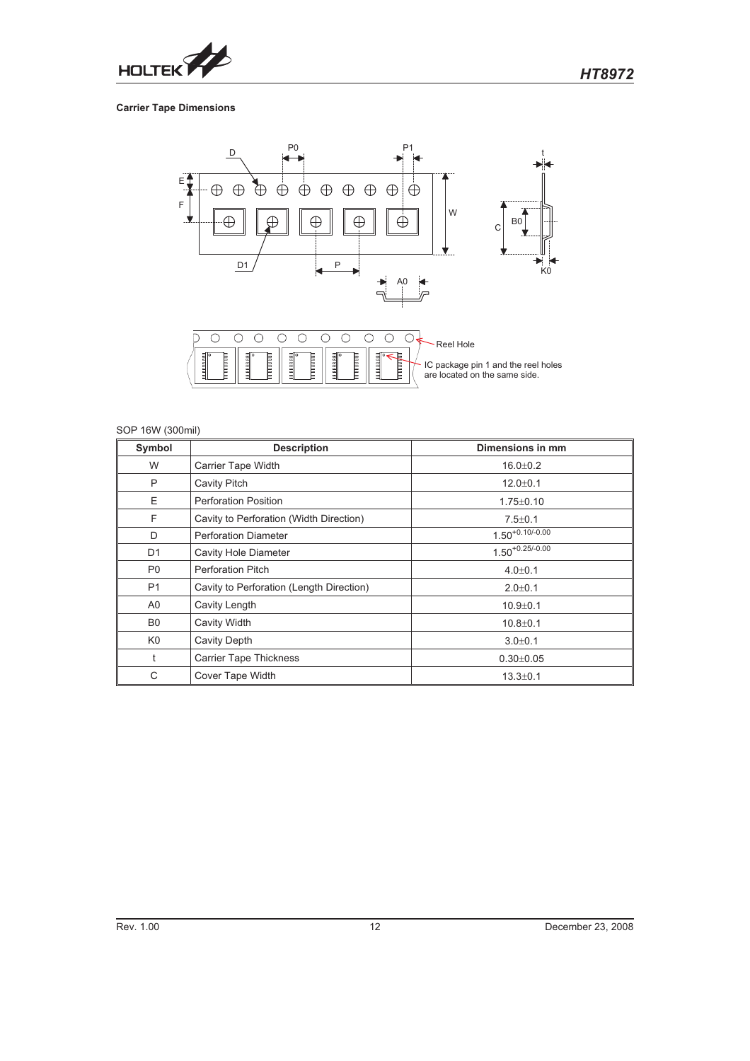**Carrier Tape Dimensions**

Reel Hole

IC package pin 1 and the reel holes are located on the same side.

SOP 16W (300mil)

| Symbol | Description | Dimensions in mm |
|---|---|---|
| W | Carrier Tape Width | $16.0\pm0.2$ |
| P | Cavity Pitch | $12.0\pm0.1$ |
| E | Perforation Position | $1.75\pm0.10$ |
| F | Cavity to Perforation (Width Direction) | $7.5\pm0.1$ |
| D | Perforation Diameter | $1.50^{+0.10/-0.00}$ |
| D1 | Cavity Hole Diameter | $1.50^{+0.25/-0.00}$ |
| P0 | Perforation Pitch | $4.0\pm0.1$ |
| P1 | Cavity to Perforation (Length Direction) | $2.0\pm0.1$ |
| A0 | Cavity Length | $10.9\pm0.1$ |
| B0 | Cavity Width | $10.8\pm0.1$ |
| K0 | Cavity Depth | $3.0\pm0.1$ |
| t | Carrier Tape Thickness | $0.30\pm0.05$ |
| C | Cover Tape Width | $13.3\pm0.1$ |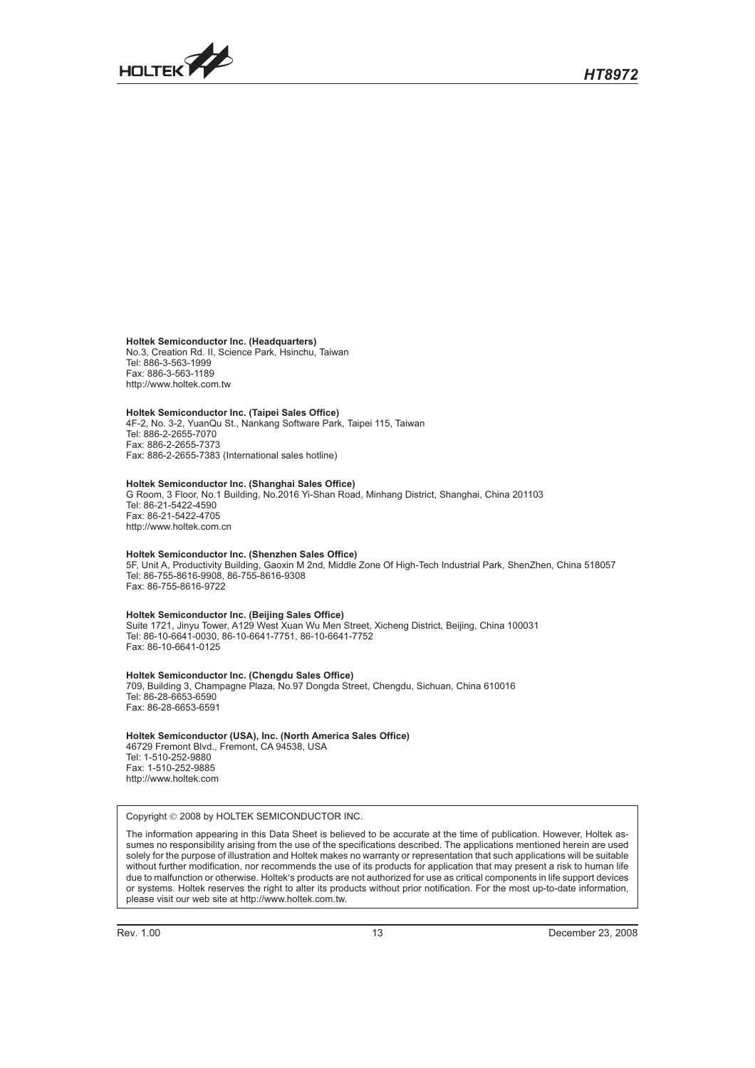**Holtek Semiconductor Inc. (Headquarters)**
No.3, Creation Rd. II, Science Park, Hsinchu, Taiwan
Tel: 886-3-563-1999
Fax: 886-3-563-1189
http://www.holtek.com.tw

**Holtek Semiconductor Inc. (Taipei Sales Office)**
4F-2, No. 3-2, YuanQu St., Nankang Software Park, Taipei 115, Taiwan
Tel: 886-2-2655-7070
Fax: 886-2-2655-7373
Fax: 886-2-2655-7383 (International sales hotline)

**Holtek Semiconductor Inc. (Shanghai Sales Office)**
G Room, 3 Floor, No.1 Building, No.2016 Yi-Shan Road, Minhang District, Shanghai, China 201103
Tel: 86-21-5422-4590
Fax: 86-21-5422-4705
http://www.holtek.com.cn

**Holtek Semiconductor Inc. (Shenzhen Sales Office)**
5F, Unit A, Productivity Building, Gaoxin M 2nd, Middle Zone Of High-Tech Industrial Park, ShenZhen, China 518057
Tel: 86-755-8616-9908, 86-755-8616-9308
Fax: 86-755-8616-9722

**Holtek Semiconductor Inc. (Beijing Sales Office)**
Suite 1721, Jinyu Tower, A129 West Xuan Wu Men Street, Xicheng District, Beijing, China 100031
Tel: 86-10-6641-0030, 86-10-6641-7751, 86-10-6641-7752
Fax: 86-10-6641-0125

**Holtek Semiconductor Inc. (Chengdu Sales Office)**
709, Building 3, Champagne Plaza, No.97 Dongda Street, Chengdu, Sichuan, China 610016
Tel: 86-28-6653-6590
Fax: 86-28-6653-6591

**Holtek Semiconductor (USA), Inc. (North America Sales Office)**
46729 Fremont Blvd., Fremont, CA 94538, USA
Tel: 1-510-252-9880
Fax: 1-510-252-9885
http://www.holtek.com

Copyright © 2008 by HOLTEK SEMICONDUCTOR INC.

The information appearing in this Data Sheet is believed to be accurate at the time of publication. However, Holtek assumes no responsibility arising from the use of the specifications described. The applications mentioned herein are used solely for the purpose of illustration and Holtek makes no warranty or representation that such applications will be suitable without further modification, nor recommends the use of its products for application that may present a risk to human life due to malfunction or otherwise. Holtek's products are not authorized for use as critical components in life support devices or systems. Holtek reserves the right to alter its products without prior notification. For the most up-to-date information, please visit our web site at http://www.holtek.com.tw.